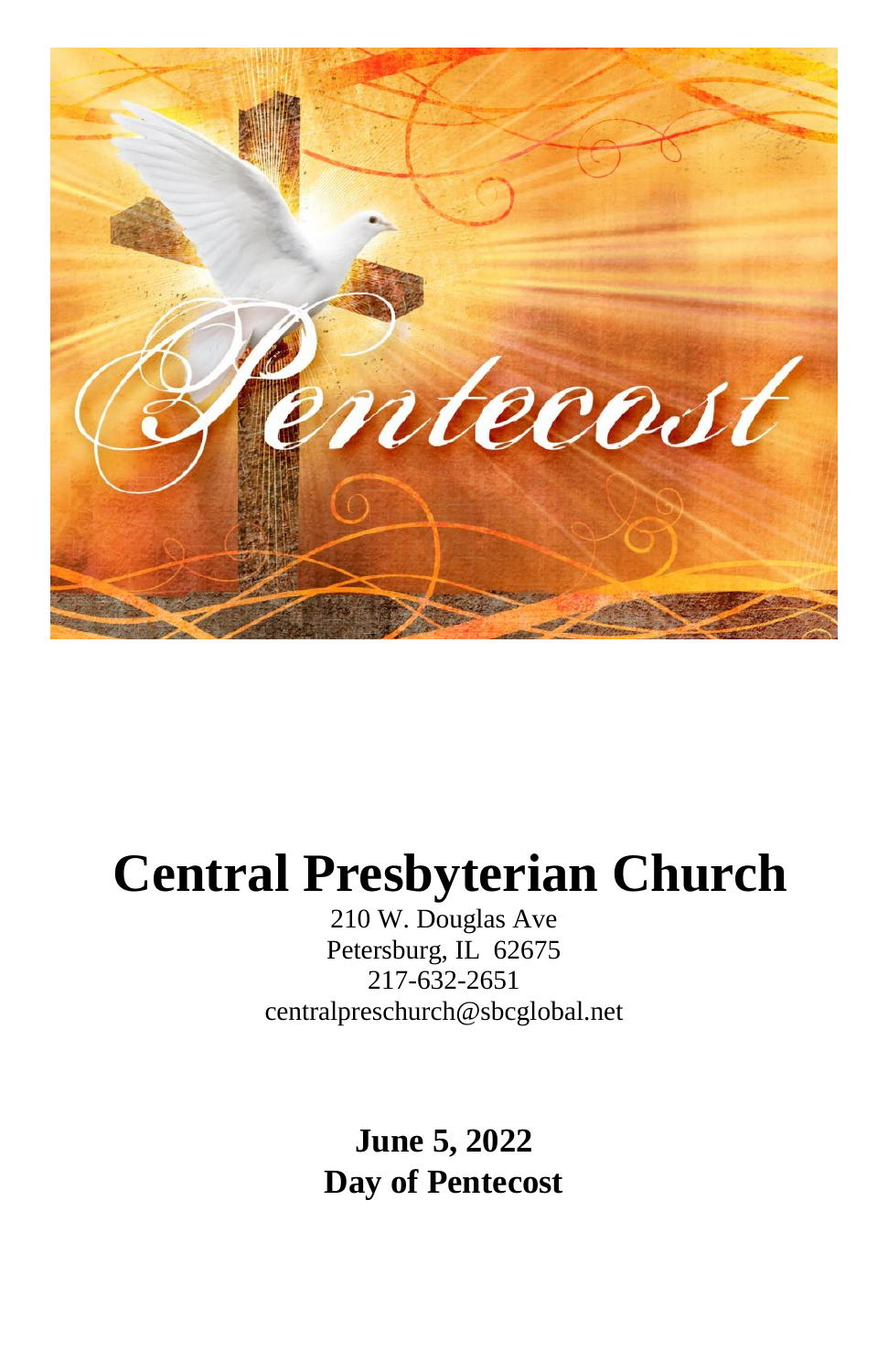# Central Presbyterian Church

210 W. Douglas Ave
Petersburg, IL 62675
217-632-2651
centralpreschurch@sbcglobal.net

**June 5, 2022**
**Day of Pentecost**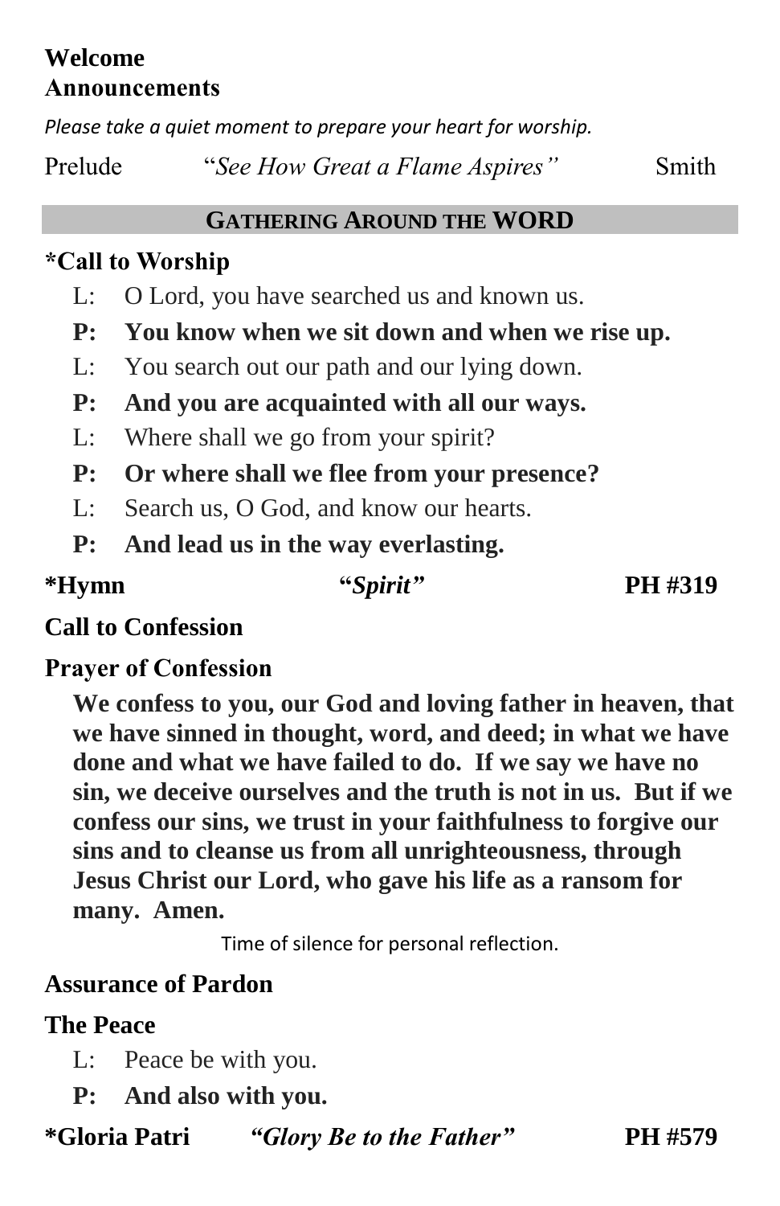**Welcome**
**Announcements**

*Please take a quiet moment to prepare your heart for worship.*

Prelude “*See How Great a Flame Aspires”* Smith

## GATHERING AROUND THE WORD

**\*Call to Worship**

L: O Lord, you have searched us and known us.

**P: You know when we sit down and when we rise up.**

L: You search out our path and our lying down.

**P: And you are acquainted with all our ways.**

L: Where shall we go from your spirit?

**P: Or where shall we flee from your presence?**

L: Search us, O God, and know our hearts.

**P: And lead us in the way everlasting.**

**\*Hymn “*Spirit”* PH #319**

**Call to Confession**

**Prayer of Confession**

**We confess to you, our God and loving father in heaven, that we have sinned in thought, word, and deed; in what we have done and what we have failed to do. If we say we have no sin, we deceive ourselves and the truth is not in us. But if we confess our sins, we trust in your faithfulness to forgive our sins and to cleanse us from all unrighteousness, through Jesus Christ our Lord, who gave his life as a ransom for many. Amen.**

Time of silence for personal reflection.

**Assurance of Pardon**

**The Peace**

L: Peace be with you.

**P: And also with you.**

**\*Gloria Patri *“Glory Be to the Father”* PH #579**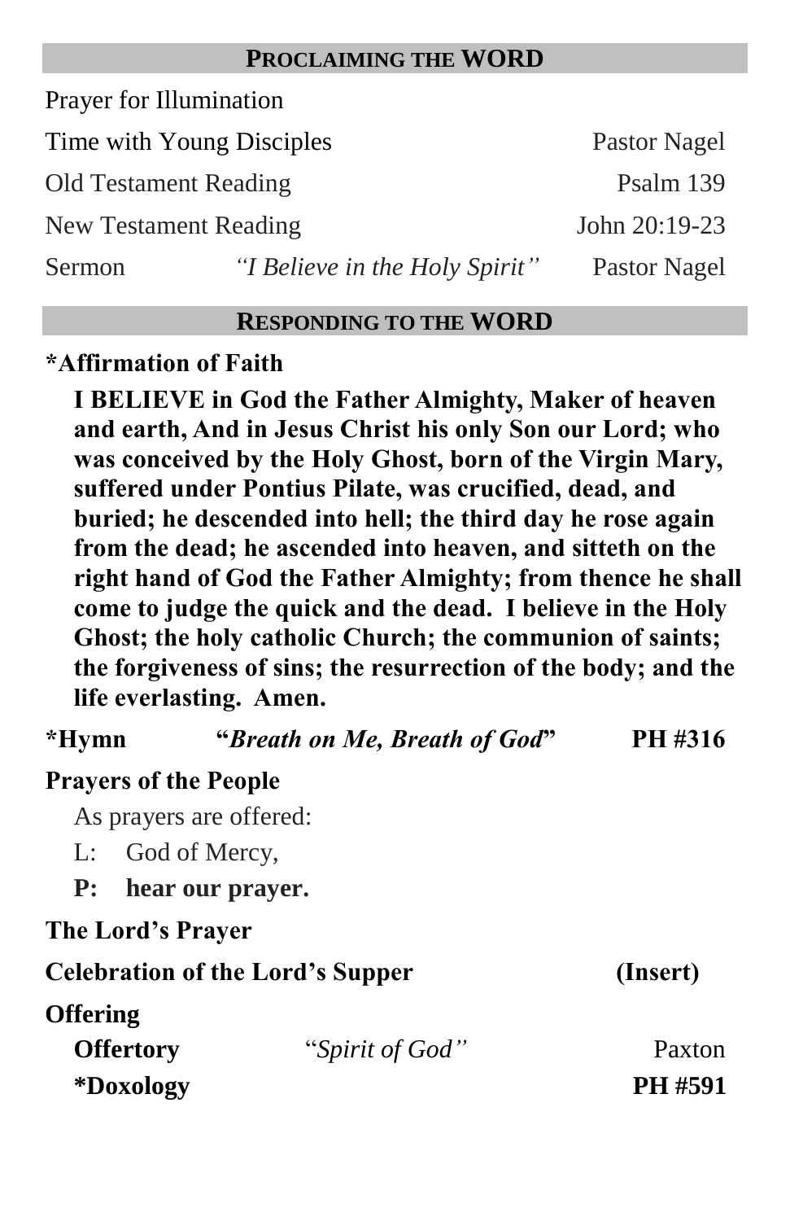## PROCLAIMING THE WORD

Prayer for Illumination

Time with Young Disciples — Pastor Nagel

Old Testament Reading — Psalm 139

New Testament Reading — John 20:19-23

Sermon — *"I Believe in the Holy Spirit"* — Pastor Nagel

## RESPONDING TO THE WORD

**\*Affirmation of Faith**

**I BELIEVE in God the Father Almighty, Maker of heaven and earth, And in Jesus Christ his only Son our Lord; who was conceived by the Holy Ghost, born of the Virgin Mary, suffered under Pontius Pilate, was crucified, dead, and buried; he descended into hell; the third day he rose again from the dead; he ascended into heaven, and sitteth on the right hand of God the Father Almighty; from thence he shall come to judge the quick and the dead. I believe in the Holy Ghost; the holy catholic Church; the communion of saints; the forgiveness of sins; the resurrection of the body; and the life everlasting. Amen.**

**\*Hymn — "*Breath on Me, Breath of God*" — PH #316**

**Prayers of the People**

As prayers are offered:

L: God of Mercy,

**P: hear our prayer.**

**The Lord's Prayer**

**Celebration of the Lord's Supper — (Insert)**

**Offering**

**Offertory** — "*Spirit of God"* — Paxton

**\*Doxology — PH #591**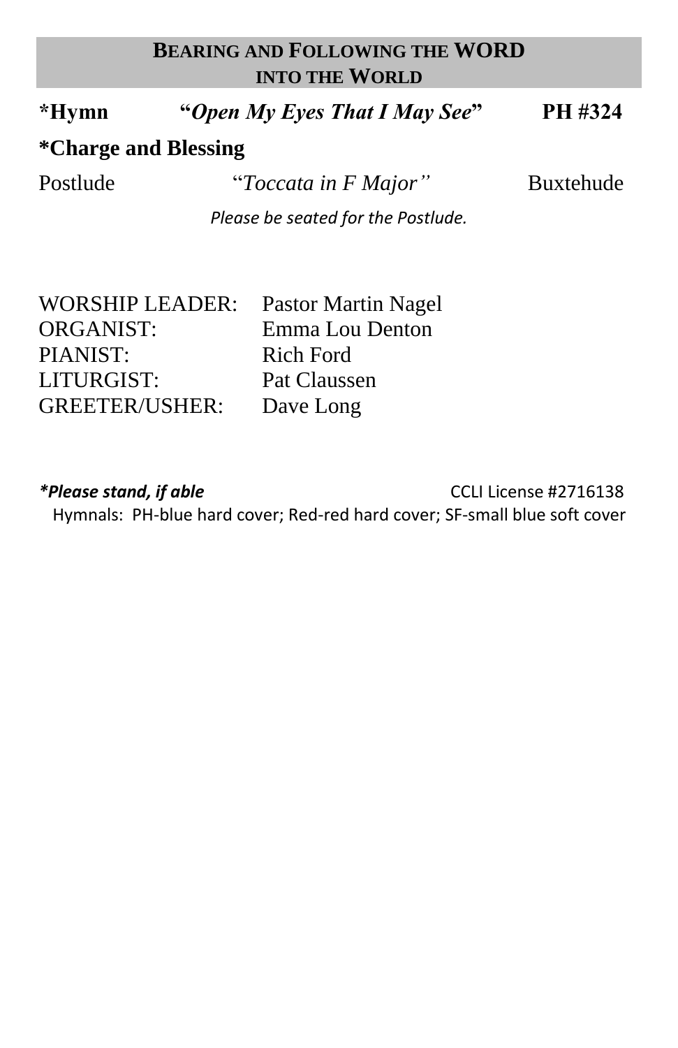## Bearing and Following the WORD into the World

**\*Hymn** **"*Open My Eyes That I May See*"** **PH #324**

**\*Charge and Blessing**

Postlude "*Toccata in F Major*" Buxtehude

*Please be seated for the Postlude.*

| | |
|---|---|
| WORSHIP LEADER: | Pastor Martin Nagel |
| ORGANIST: | Emma Lou Denton |
| PIANIST: | Rich Ford |
| LITURGIST: | Pat Claussen |
| GREETER/USHER: | Dave Long |

***Please stand, if able*** CCLI License #2716138

Hymnals: PH-blue hard cover; Red-red hard cover; SF-small blue soft cover